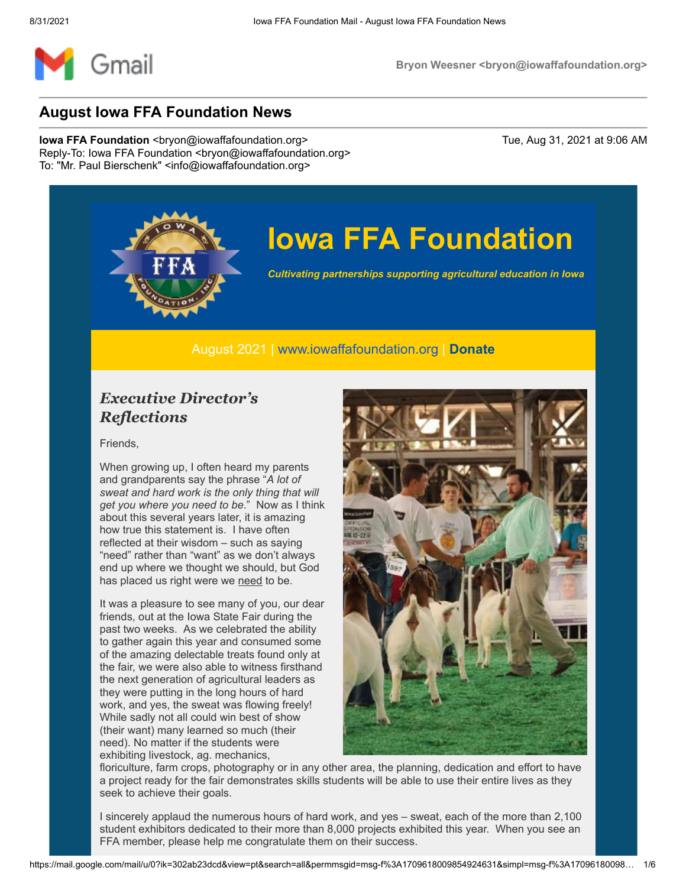Bryon Weesner <bryon@iowaffafoundation.org>

# August Iowa FFA Foundation News

**Iowa FFA Foundation** <bryon@iowaffafoundation.org>
Reply-To: Iowa FFA Foundation <bryon@iowaffafoundation.org>
To: "Mr. Paul Bierschenk" <info@iowaffafoundation.org>

Tue, Aug 31, 2021 at 9:06 AM

## Iowa FFA Foundation

*Cultivating partnerships supporting agricultural education in Iowa*

August 2021 | www.iowaffafoundation.org | **Donate**

### *Executive Director's Reflections*

Friends,

When growing up, I often heard my parents and grandparents say the phrase "*A lot of sweat and hard work is the only thing that will get you where you need to be*." Now as I think about this several years later, it is amazing how true this statement is. I have often reflected at their wisdom – such as saying "need" rather than "want" as we don't always end up where we thought we should, but God has placed us right were we need to be.

It was a pleasure to see many of you, our dear friends, out at the Iowa State Fair during the past two weeks. As we celebrated the ability to gather again this year and consumed some of the amazing delectable treats found only at the fair, we were also able to witness firsthand the next generation of agricultural leaders as they were putting in the long hours of hard work, and yes, the sweat was flowing freely! While sadly not all could win best of show (their want) many learned so much (their need). No matter if the students were exhibiting livestock, ag. mechanics, floriculture, farm crops, photography or in any other area, the planning, dedication and effort to have a project ready for the fair demonstrates skills students will be able to use their entire lives as they seek to achieve their goals.

I sincerely applaud the numerous hours of hard work, and yes – sweat, each of the more than 2,100 student exhibitors dedicated to their more than 8,000 projects exhibited this year. When you see an FFA member, please help me congratulate them on their success.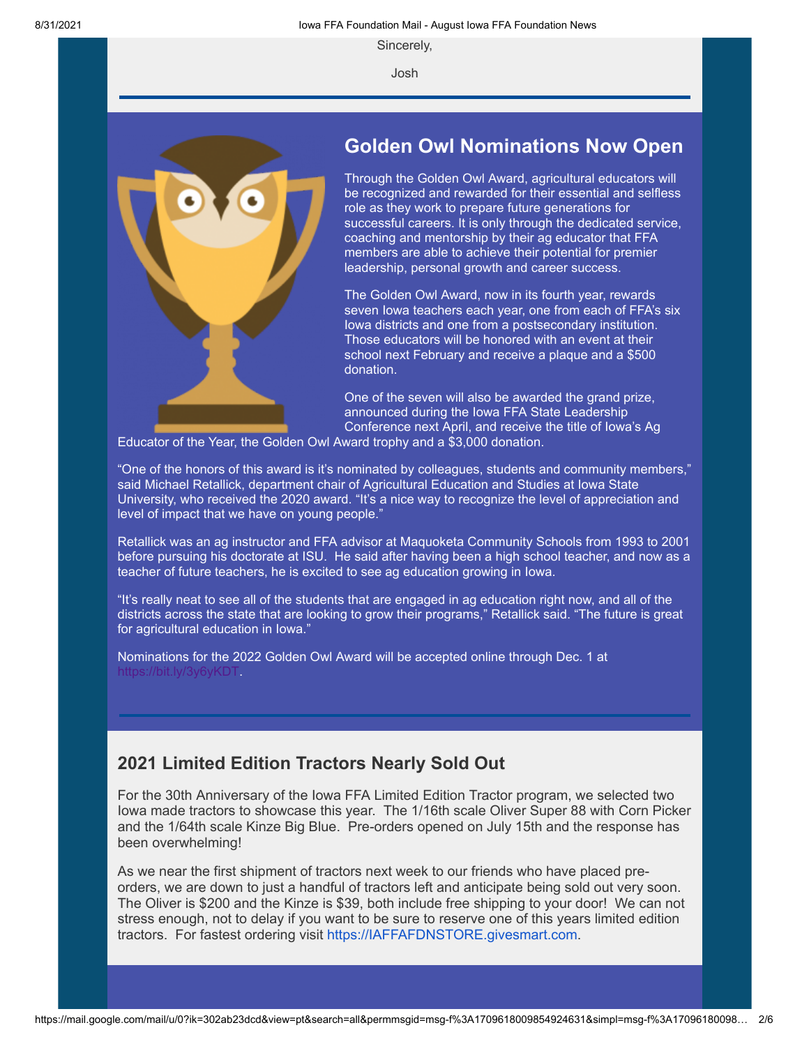Sincerely,

Josh

## Golden Owl Nominations Now Open

Through the Golden Owl Award, agricultural educators will be recognized and rewarded for their essential and selfless role as they work to prepare future generations for successful careers. It is only through the dedicated service, coaching and mentorship by their ag educator that FFA members are able to achieve their potential for premier leadership, personal growth and career success.

The Golden Owl Award, now in its fourth year, rewards seven Iowa teachers each year, one from each of FFA's six Iowa districts and one from a postsecondary institution. Those educators will be honored with an event at their school next February and receive a plaque and a $500 donation.

One of the seven will also be awarded the grand prize, announced during the Iowa FFA State Leadership Conference next April, and receive the title of Iowa's Ag Educator of the Year, the Golden Owl Award trophy and a $3,000 donation.

"One of the honors of this award is it's nominated by colleagues, students and community members," said Michael Retallick, department chair of Agricultural Education and Studies at Iowa State University, who received the 2020 award. "It's a nice way to recognize the level of appreciation and level of impact that we have on young people."

Retallick was an ag instructor and FFA advisor at Maquoketa Community Schools from 1993 to 2001 before pursuing his doctorate at ISU. He said after having been a high school teacher, and now as a teacher of future teachers, he is excited to see ag education growing in Iowa.

"It's really neat to see all of the students that are engaged in ag education right now, and all of the districts across the state that are looking to grow their programs," Retallick said. "The future is great for agricultural education in Iowa."

Nominations for the 2022 Golden Owl Award will be accepted online through Dec. 1 at https://bit.ly/3y6yKDT.

## 2021 Limited Edition Tractors Nearly Sold Out

For the 30th Anniversary of the Iowa FFA Limited Edition Tractor program, we selected two Iowa made tractors to showcase this year. The 1/16th scale Oliver Super 88 with Corn Picker and the 1/64th scale Kinze Big Blue. Pre-orders opened on July 15th and the response has been overwhelming!

As we near the first shipment of tractors next week to our friends who have placed pre-orders, we are down to just a handful of tractors left and anticipate being sold out very soon. The Oliver is $200 and the Kinze is $39, both include free shipping to your door! We can not stress enough, not to delay if you want to be sure to reserve one of this years limited edition tractors. For fastest ordering visit https://IAFFAFDNSTORE.givesmart.com.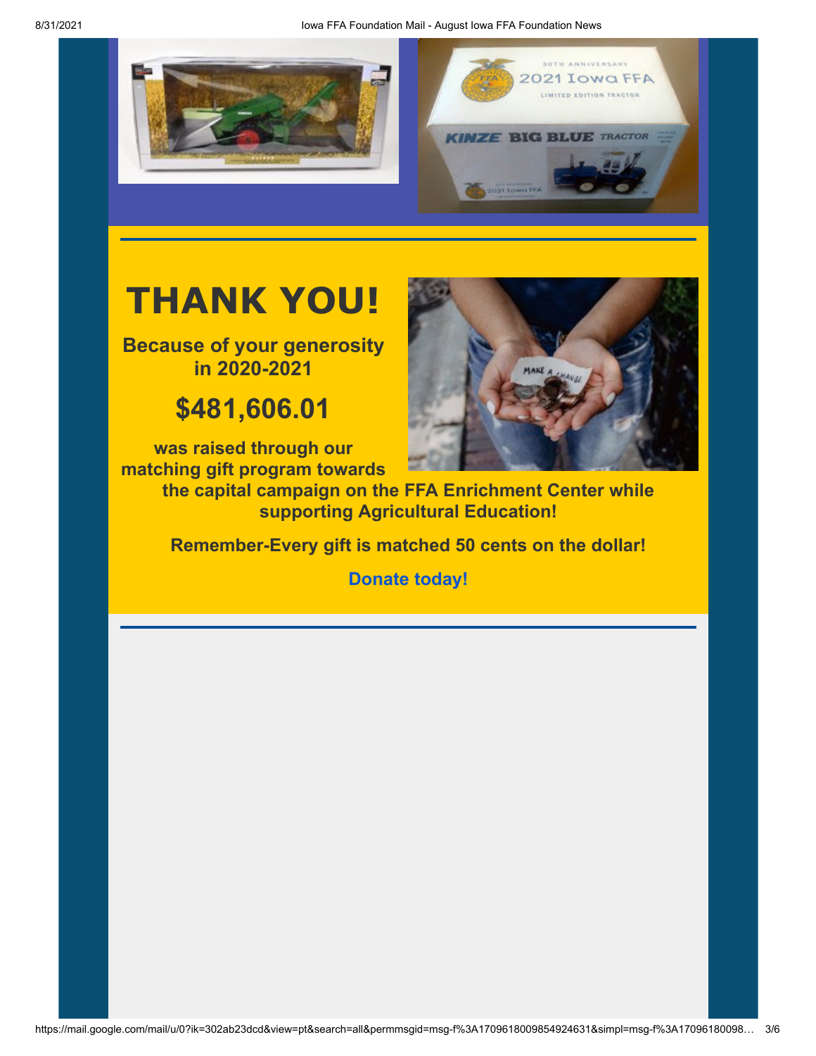# THANK YOU!

**Because of your generosity in 2020-2021**

## $481,606.01

**was raised through our matching gift program towards the capital campaign on the FFA Enrichment Center while supporting Agricultural Education!**

**Remember-Every gift is matched 50 cents on the dollar!**

**Donate today!**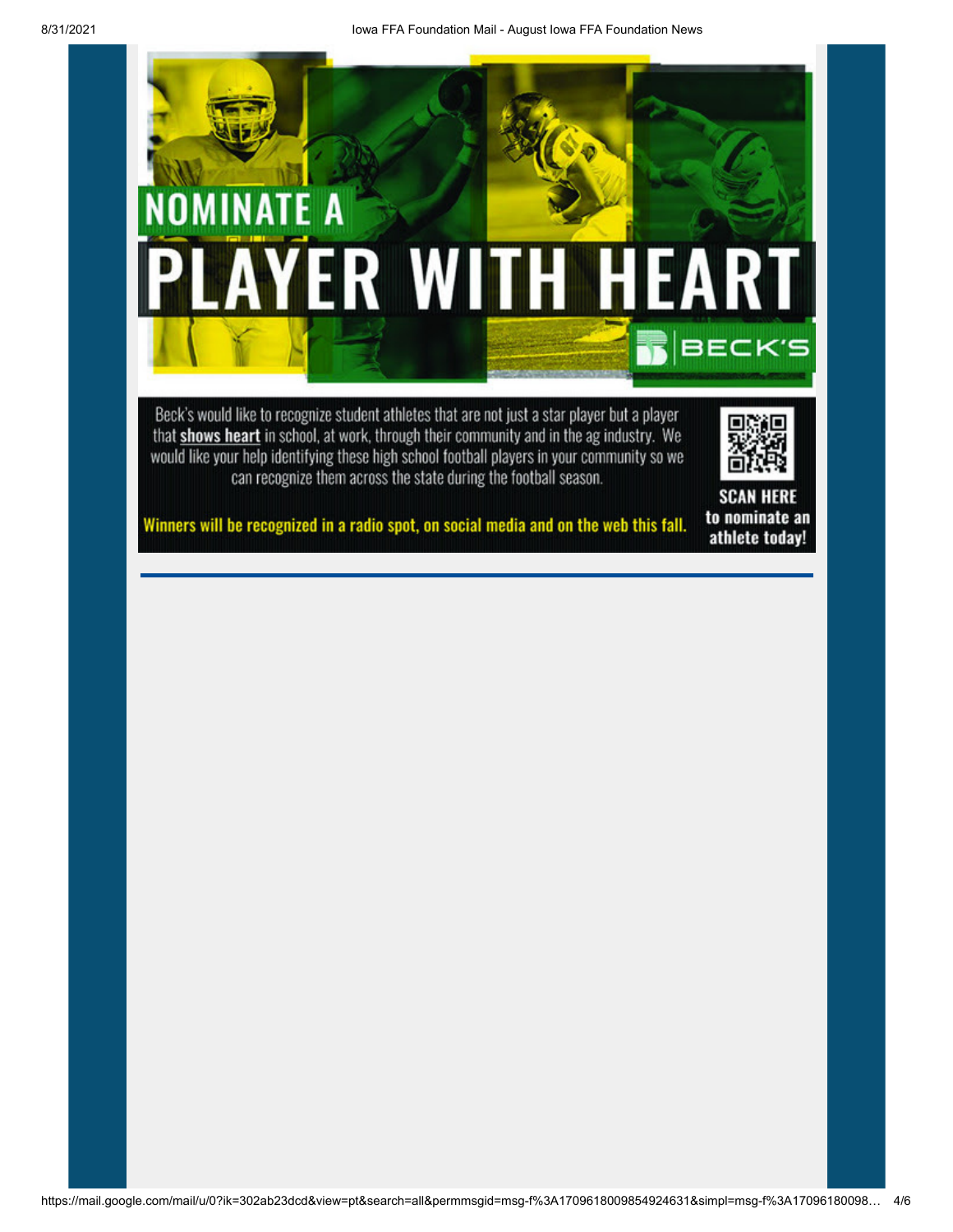# NOMINATE A PLAYER WITH HEART

BECK'S

Beck's would like to recognize student athletes that are not just a star player but a player that **shows heart** in school, at work, through their community and in the ag industry. We would like your help identifying these high school football players in your community so we can recognize them across the state during the football season.

**Winners will be recognized in a radio spot, on social media and on the web this fall.**

**SCAN HERE to nominate an athlete today!**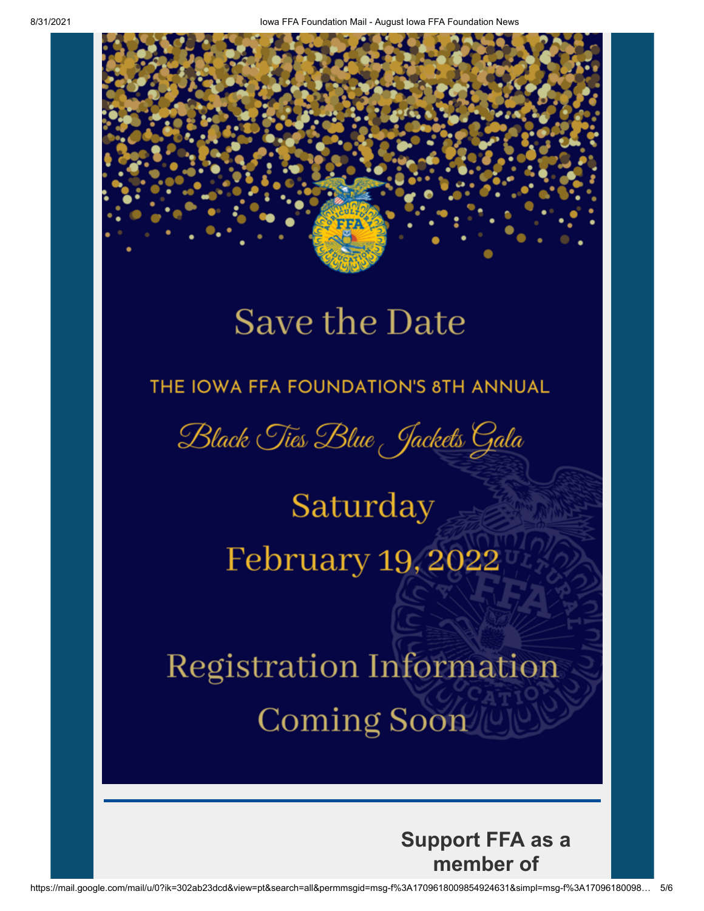# Save the Date

THE IOWA FFA FOUNDATION'S 8TH ANNUAL

*Black Ties Blue Jackets Gala*

Saturday

February 19, 2022

Registration Information

Coming Soon

---

**Support FFA as a member of**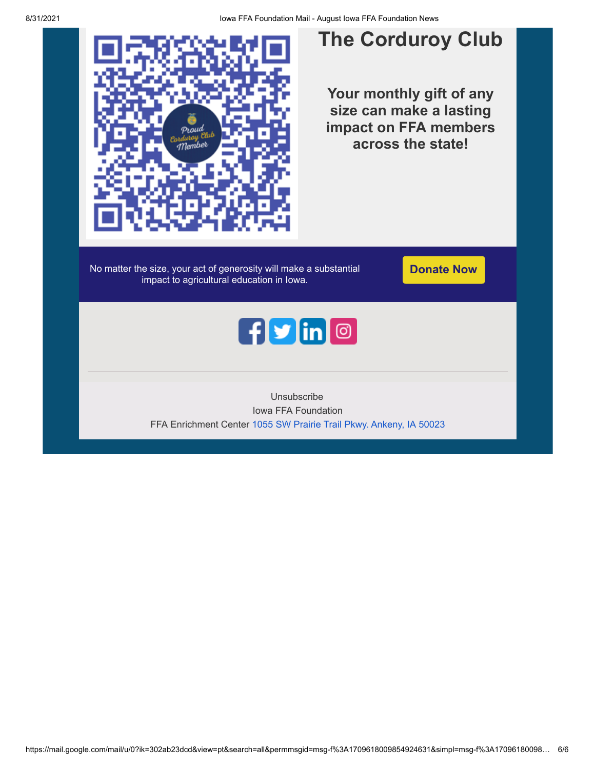# The Corduroy Club

**Your monthly gift of any size can make a lasting impact on FFA members across the state!**

No matter the size, your act of generosity will make a substantial impact to agricultural education in Iowa.

**Donate Now**

Unsubscribe

Iowa FFA Foundation

FFA Enrichment Center 1055 SW Prairie Trail Pkwy. Ankeny, IA 50023